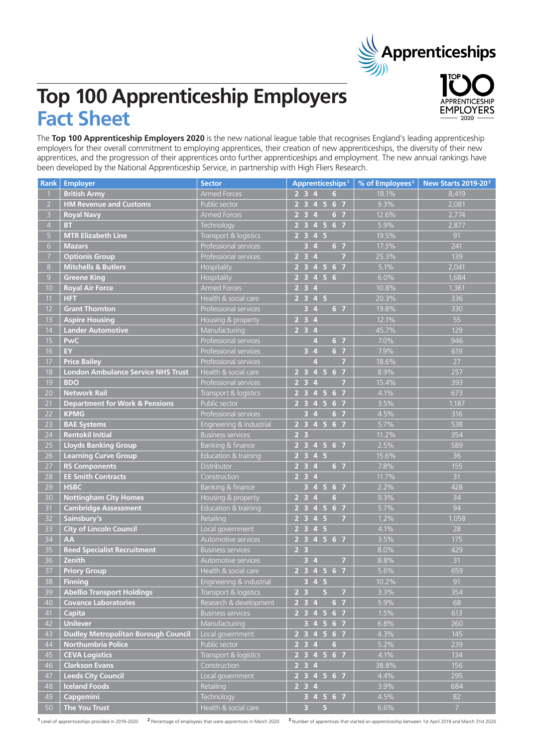# Top 100 Apprenticeship Employers

## Fact Sheet

Apprenticeships

TOP 100 APPRENTICESHIP EMPLOYERS 2020

The **Top 100 Apprenticeship Employers 2020** is the new national league table that recognises England's leading apprenticeship employers for their overall commitment to employing apprentices, their creation of new apprenticeships, the diversity of their new apprentices, and the progression of their apprentices onto further apprenticeships and employment. The new annual rankings have been developed by the National Apprenticeship Service, in partnership with High Fliers Research.

| Rank | Employer | Sector | Apprenticeships[1] | % of Employees[2] | New Starts 2019-20[3] |
|---|---|---|---|---|---|
| 1 | **British Army** | Armed Forces | 2 3 4 6 | 18.1% | 8,419 |
| 2 | **HM Revenue and Customs** | Public sector | 2 3 4 5 6 7 | 9.3% | 2,081 |
| 3 | **Royal Navy** | Armed Forces | 2 3 4 6 7 | 12.6% | 2,774 |
| 4 | **BT** | Technology | 2 3 4 5 6 7 | 5.9% | 2,877 |
| 5 | **MTR Elizabeth Line** | Transport & logistics | 2 3 4 5 | 19.5% | 91 |
| 6 | **Mazars** | Professional services | 3 4 6 7 | 17.3% | 241 |
| 7 | **Optionis Group** | Professional services | 2 3 4 7 | 25.3% | 139 |
| 8 | **Mitchells & Butlers** | Hospitality | 2 3 4 5 6 7 | 5.1% | 2,041 |
| 9 | **Greene King** | Hospitality | 2 3 4 5 6 | 6.0% | 1,684 |
| 10 | **Royal Air Force** | Armed Forces | 2 3 4 | 10.8% | 1,361 |
| 11 | **HFT** | Health & social care | 2 3 4 5 | 20.3% | 336 |
| 12 | **Grant Thornton** | Professional services | 3 4 6 7 | 19.8% | 330 |
| 13 | **Aspire Housing** | Housing & property | 2 3 4 | 12.1% | 55 |
| 14 | **Lander Automotive** | Manufacturing | 2 3 4 | 45.7% | 129 |
| 15 | **PwC** | Professional services | 4 6 7 | 7.0% | 946 |
| 16 | **EY** | Professional services | 3 4 6 7 | 7.9% | 619 |
| 17 | **Price Bailey** | Professional services | 4 7 | 18.6% | 27 |
| 18 | **London Ambulance Service NHS Trust** | Health & social care | 2 3 4 5 6 7 | 8.9% | 257 |
| 19 | **BDO** | Professional services | 2 3 4 7 | 15.4% | 393 |
| 20 | **Network Rail** | Transport & logistics | 2 3 4 5 6 7 | 4.1% | 673 |
| 21 | **Department for Work & Pensions** | Public sector | 2 3 4 5 6 7 | 3.5% | 1,187 |
| 22 | **KPMG** | Professional services | 3 4 6 7 | 4.5% | 316 |
| 23 | **BAE Systems** | Engineering & industrial | 2 3 4 5 6 7 | 5.7% | 538 |
| 24 | **Rentokil Initial** | Business services | 2 3 | 11.2% | 354 |
| 25 | **Lloyds Banking Group** | Banking & finance | 2 3 4 5 6 7 | 2.5% | 589 |
| 26 | **Learning Curve Group** | Education & training | 2 3 4 5 | 15.6% | 36 |
| 27 | **RS Components** | Distributor | 2 3 4 6 7 | 7.8% | 155 |
| 28 | **EE Smith Contracts** | Construction | 2 3 4 | 11.7% | 31 |
| 29 | **HSBC** | Banking & finance | 3 4 5 6 7 | 2.2% | 428 |
| 30 | **Nottingham City Homes** | Housing & property | 2 3 4 6 | 9.3% | 34 |
| 31 | **Cambridge Assessment** | Education & training | 2 3 4 5 6 7 | 5.7% | 94 |
| 32 | **Sainsbury's** | Retailing | 2 3 4 5 7 | 1.2% | 1,058 |
| 33 | **City of Lincoln Council** | Local government | 2 3 4 5 | 4.1% | 28 |
| 34 | **AA** | Automotive services | 2 3 4 5 6 7 | 3.5% | 175 |
| 35 | **Reed Specialist Recruitment** | Business services | 2 3 | 8.0% | 429 |
| 36 | **Zenith** | Automotive services | 3 4 7 | 8.8% | 31 |
| 37 | **Priory Group** | Health & social care | 2 3 4 5 6 7 | 5.6% | 659 |
| 38 | **Finning** | Engineering & industrial | 3 4 5 | 10.2% | 91 |
| 39 | **Abellio Transport Holdings** | Transport & logistics | 2 3 5 7 | 3.3% | 354 |
| 40 | **Covance Laboratories** | Research & development | 2 3 4 6 7 | 5.9% | 68 |
| 41 | **Capita** | Business services | 2 3 4 5 6 7 | 1.5% | 613 |
| 42 | **Unilever** | Manufacturing | 3 4 5 6 7 | 6.8% | 260 |
| 43 | **Dudley Metropolitan Borough Council** | Local government | 2 3 4 5 6 7 | 4.3% | 145 |
| 44 | **Northumbria Police** | Public sector | 2 3 4 6 | 5.2% | 239 |
| 45 | **CEVA Logistics** | Transport & logistics | 2 3 4 5 6 7 | 4.1% | 134 |
| 46 | **Clarkson Evans** | Construction | 2 3 4 | 38.8% | 156 |
| 47 | **Leeds City Council** | Local government | 2 3 4 5 6 7 | 4.4% | 295 |
| 48 | **Iceland Foods** | Retailing | 2 3 4 | 3.9% | 684 |
| 49 | **Capgemini** | Technology | 3 4 5 6 7 | 4.5% | 82 |
| 50 | **The You Trust** | Health & social care | 3 5 | 6.6% | 7 |

[1] Level of apprenticeships provided in 2019-2020 [2] Percentage of employees that were apprentices in March 2020 [3] Number of apprentices that started an apprenticeship between 1st April 2019 and March 31st 2020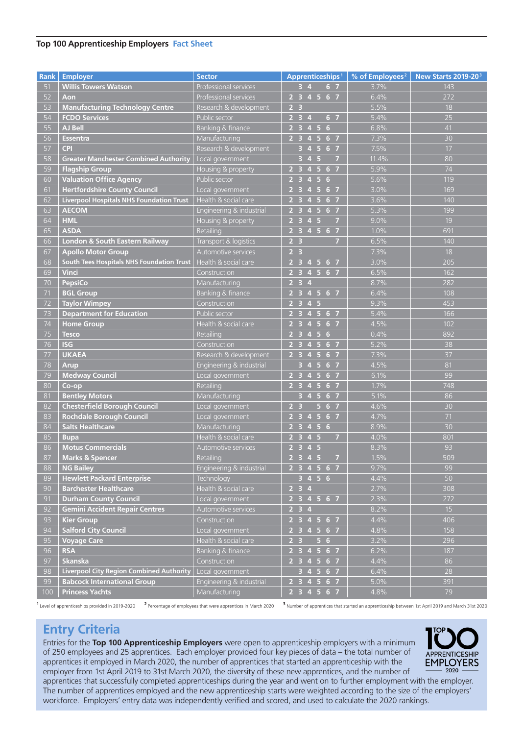**Top 100 Apprenticeship Employers** Fact Sheet

| Rank | Employer | Sector | Apprenticeships[1] | % of Employees[2] | New Starts 2019-20[3] |
|---|---|---|---|---|---|
| 51 | **Willis Towers Watson** | Professional services | 3 4 6 7 | 3.7% | 143 |
| 52 | **Aon** | Professional services | 2 3 4 5 6 7 | 6.4% | 272 |
| 53 | **Manufacturing Technology Centre** | Research & development | 2 3 | 5.5% | 18 |
| 54 | **FCDO Services** | Public sector | 2 3 4 6 7 | 5.4% | 25 |
| 55 | **AJ Bell** | Banking & finance | 2 3 4 5 6 | 6.8% | 41 |
| 56 | **Essentra** | Manufacturing | 2 3 4 5 6 7 | 7.3% | 30 |
| 57 | **CPI** | Research & development | 3 4 5 6 7 | 7.5% | 17 |
| 58 | **Greater Manchester Combined Authority** | Local government | 3 4 5 7 | 11.4% | 80 |
| 59 | **Flagship Group** | Housing & property | 2 3 4 5 6 7 | 5.9% | 74 |
| 60 | **Valuation Office Agency** | Public sector | 2 3 4 5 6 | 5.6% | 119 |
| 61 | **Hertfordshire County Council** | Local government | 2 3 4 5 6 7 | 3.0% | 169 |
| 62 | **Liverpool Hospitals NHS Foundation Trust** | Health & social care | 2 3 4 5 6 7 | 3.6% | 140 |
| 63 | **AECOM** | Engineering & industrial | 2 3 4 5 6 7 | 5.3% | 199 |
| 64 | **HML** | Housing & property | 2 3 4 5 7 | 9.0% | 19 |
| 65 | **ASDA** | Retailing | 2 3 4 5 6 7 | 1.0% | 691 |
| 66 | **London & South Eastern Railway** | Transport & logistics | 2 3 7 | 6.5% | 140 |
| 67 | **Apollo Motor Group** | Automotive services | 2 3 | 7.3% | 18 |
| 68 | **South Tees Hospitals NHS Foundation Trust** | Health & social care | 2 3 4 5 6 7 | 3.0% | 205 |
| 69 | **Vinci** | Construction | 2 3 4 5 6 7 | 6.5% | 162 |
| 70 | **PepsiCo** | Manufacturing | 2 3 4 | 8.7% | 282 |
| 71 | **BGL Group** | Banking & finance | 2 3 4 5 6 7 | 6.4% | 108 |
| 72 | **Taylor Wimpey** | Construction | 2 3 4 5 | 9.3% | 453 |
| 73 | **Department for Education** | Public sector | 2 3 4 5 6 7 | 5.4% | 166 |
| 74 | **Home Group** | Health & social care | 2 3 4 5 6 7 | 4.5% | 102 |
| 75 | **Tesco** | Retailing | 2 3 4 5 6 | 0.4% | 892 |
| 76 | **ISG** | Construction | 2 3 4 5 6 7 | 5.2% | 38 |
| 77 | **UKAEA** | Research & development | 2 3 4 5 6 7 | 7.3% | 37 |
| 78 | **Arup** | Engineering & industrial | 3 4 5 6 7 | 4.5% | 81 |
| 79 | **Medway Council** | Local government | 2 3 4 5 6 7 | 6.1% | 99 |
| 80 | **Co-op** | Retailing | 2 3 4 5 6 7 | 1.7% | 748 |
| 81 | **Bentley Motors** | Manufacturing | 3 4 5 6 7 | 5.1% | 86 |
| 82 | **Chesterfield Borough Council** | Local government | 2 3 5 6 7 | 4.6% | 30 |
| 83 | **Rochdale Borough Council** | Local government | 2 3 4 5 6 7 | 4.7% | 71 |
| 84 | **Salts Healthcare** | Manufacturing | 2 3 4 5 6 | 8.9% | 30 |
| 85 | **Bupa** | Health & social care | 2 3 4 5 7 | 4.0% | 801 |
| 86 | **Motus Commercials** | Automotive services | 2 3 4 5 | 8.3% | 93 |
| 87 | **Marks & Spencer** | Retailing | 2 3 4 5 7 | 1.5% | 509 |
| 88 | **NG Bailey** | Engineering & industrial | 2 3 4 5 6 7 | 9.7% | 99 |
| 89 | **Hewlett Packard Enterprise** | Technology | 3 4 5 6 | 4.4% | 50 |
| 90 | **Barchester Healthcare** | Health & social care | 2 3 4 | 2.7% | 308 |
| 91 | **Durham County Council** | Local government | 2 3 4 5 6 7 | 2.3% | 272 |
| 92 | **Gemini Accident Repair Centres** | Automotive services | 2 3 4 | 8.2% | 15 |
| 93 | **Kier Group** | Construction | 2 3 4 5 6 7 | 4.4% | 406 |
| 94 | **Salford City Council** | Local government | 2 3 4 5 6 7 | 4.8% | 158 |
| 95 | **Voyage Care** | Health & social care | 2 3 5 6 | 3.2% | 296 |
| 96 | **RSA** | Banking & finance | 2 3 4 5 6 7 | 6.2% | 187 |
| 97 | **Skanska** | Construction | 2 3 4 5 6 7 | 4.4% | 86 |
| 98 | **Liverpool City Region Combined Authority** | Local government | 3 4 5 6 7 | 6.4% | 28 |
| 99 | **Babcock International Group** | Engineering & industrial | 2 3 4 5 6 7 | 5.0% | 391 |
| 100 | **Princess Yachts** | Manufacturing | 2 3 4 5 6 7 | 4.8% | 79 |

[1] Level of apprenticeships provided in 2019-2020 [2] Percentage of employees that were apprentices in March 2020 [3] Number of apprentices that started an apprenticeship between 1st April 2019 and March 31st 2020

## Entry Criteria

Entries for the **Top 100 Apprenticeship Employers** were open to apprenticeship employers with a minimum of 250 employees and 25 apprentices. Each employer provided four key pieces of data – the total number of apprentices it employed in March 2020, the number of apprentices that started an apprenticeship with the employer from 1st April 2019 to 31st March 2020, the diversity of these new apprentices, and the number of apprentices that successfully completed apprenticeships during the year and went on to further employment with the employer. The number of apprentices employed and the new apprenticeship starts were weighted according to the size of the employers' workforce. Employers' entry data was independently verified and scored, and used to calculate the 2020 rankings.

TOP 100 APPRENTICESHIP EMPLOYERS 2020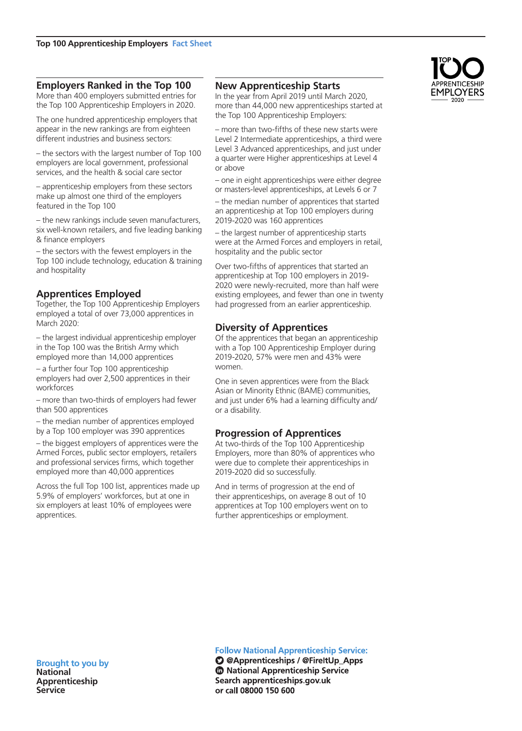## Employers Ranked in the Top 100

More than 400 employers submitted entries for the Top 100 Apprenticeship Employers in 2020.

The one hundred apprenticeship employers that appear in the new rankings are from eighteen different industries and business sectors:

– the sectors with the largest number of Top 100 employers are local government, professional services, and the health & social care sector

– apprenticeship employers from these sectors make up almost one third of the employers featured in the Top 100

– the new rankings include seven manufacturers, six well-known retailers, and five leading banking & finance employers

– the sectors with the fewest employers in the Top 100 include technology, education & training and hospitality

## Apprentices Employed

Together, the Top 100 Apprenticeship Employers employed a total of over 73,000 apprentices in March 2020:

– the largest individual apprenticeship employer in the Top 100 was the British Army which employed more than 14,000 apprentices

– a further four Top 100 apprenticeship employers had over 2,500 apprentices in their workforces

– more than two-thirds of employers had fewer than 500 apprentices

– the median number of apprentices employed by a Top 100 employer was 390 apprentices

– the biggest employers of apprentices were the Armed Forces, public sector employers, retailers and professional services firms, which together employed more than 40,000 apprentices

Across the full Top 100 list, apprentices made up 5.9% of employers' workforces, but at one in six employers at least 10% of employees were apprentices.

## New Apprenticeship Starts

In the year from April 2019 until March 2020, more than 44,000 new apprenticeships started at the Top 100 Apprenticeship Employers:

– more than two-fifths of these new starts were Level 2 Intermediate apprenticeships, a third were Level 3 Advanced apprenticeships, and just under a quarter were Higher apprenticeships at Level 4 or above

– one in eight apprenticeships were either degree or masters-level apprenticeships, at Levels 6 or 7

– the median number of apprentices that started an apprenticeship at Top 100 employers during 2019-2020 was 160 apprentices

– the largest number of apprenticeship starts were at the Armed Forces and employers in retail, hospitality and the public sector

Over two-fifths of apprentices that started an apprenticeship at Top 100 employers in 2019-2020 were newly-recruited, more than half were existing employees, and fewer than one in twenty had progressed from an earlier apprenticeship.

## Diversity of Apprentices

Of the apprentices that began an apprenticeship with a Top 100 Apprenticeship Employer during 2019-2020, 57% were men and 43% were women.

One in seven apprentices were from the Black Asian or Minority Ethnic (BAME) communities, and just under 6% had a learning difficulty and/or a disability.

## Progression of Apprentices

At two-thirds of the Top 100 Apprenticeship Employers, more than 80% of apprentices who were due to complete their apprenticeships in 2019-2020 did so successfully.

And in terms of progression at the end of their apprenticeships, on average 8 out of 10 apprentices at Top 100 employers went on to further apprenticeships or employment.

Brought to you by
**National Apprenticeship Service**

Follow National Apprenticeship Service:
**@Apprenticeships / @FireItUp_Apps**
**National Apprenticeship Service**
**Search apprenticeships.gov.uk**
**or call 08000 150 600**